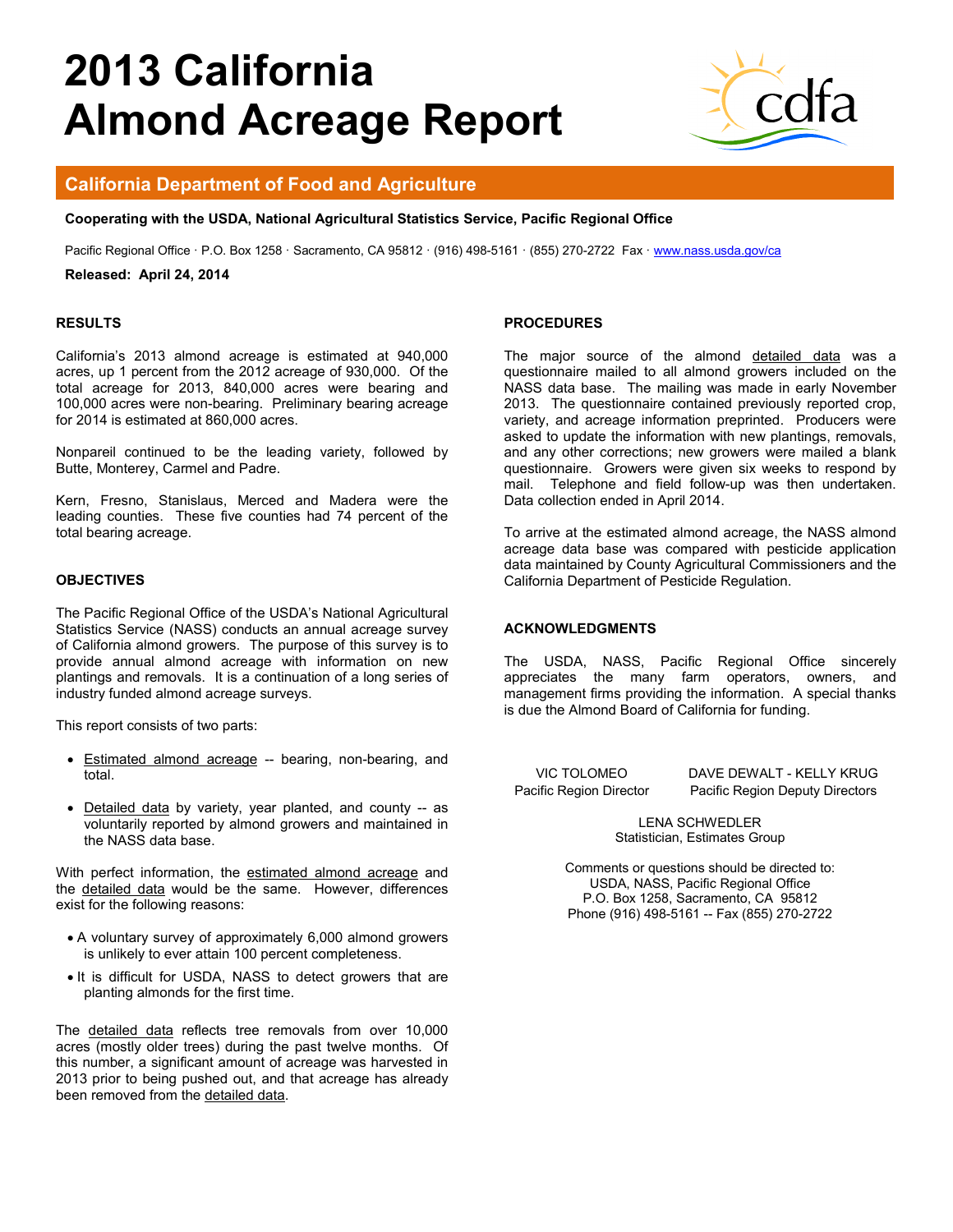# 2013 California Almond Acreage Report

## California Department of Food and Agriculture

**Cooperating with the USDA, National Agricultural Statistics Service, Pacific Regional Office**

Pacific Regional Office · P.O. Box 1258 · Sacramento, CA 95812 · (916) 498-5161 · (855) 270-2722 Fax · www.nass.usda.gov/ca

**Released: April 24, 2014**

### RESULTS

California's 2013 almond acreage is estimated at 940,000 acres, up 1 percent from the 2012 acreage of 930,000. Of the total acreage for 2013, 840,000 acres were bearing and 100,000 acres were non-bearing. Preliminary bearing acreage for 2014 is estimated at 860,000 acres.

Nonpareil continued to be the leading variety, followed by Butte, Monterey, Carmel and Padre.

Kern, Fresno, Stanislaus, Merced and Madera were the leading counties. These five counties had 74 percent of the total bearing acreage.

### OBJECTIVES

The Pacific Regional Office of the USDA's National Agricultural Statistics Service (NASS) conducts an annual acreage survey of California almond growers. The purpose of this survey is to provide annual almond acreage with information on new plantings and removals. It is a continuation of a long series of industry funded almond acreage surveys.

This report consists of two parts:

- Estimated almond acreage -- bearing, non-bearing, and total.
- Detailed data by variety, year planted, and county -- as voluntarily reported by almond growers and maintained in the NASS data base.

With perfect information, the estimated almond acreage and the detailed data would be the same. However, differences exist for the following reasons:

- A voluntary survey of approximately 6,000 almond growers is unlikely to ever attain 100 percent completeness.
- It is difficult for USDA, NASS to detect growers that are planting almonds for the first time.

The detailed data reflects tree removals from over 10,000 acres (mostly older trees) during the past twelve months. Of this number, a significant amount of acreage was harvested in 2013 prior to being pushed out, and that acreage has already been removed from the detailed data.

### PROCEDURES

The major source of the almond detailed data was a questionnaire mailed to all almond growers included on the NASS data base. The mailing was made in early November 2013. The questionnaire contained previously reported crop, variety, and acreage information preprinted. Producers were asked to update the information with new plantings, removals, and any other corrections; new growers were mailed a blank questionnaire. Growers were given six weeks to respond by mail. Telephone and field follow-up was then undertaken. Data collection ended in April 2014.

To arrive at the estimated almond acreage, the NASS almond acreage data base was compared with pesticide application data maintained by County Agricultural Commissioners and the California Department of Pesticide Regulation.

### ACKNOWLEDGMENTS

The USDA, NASS, Pacific Regional Office sincerely appreciates the many farm operators, owners, and management firms providing the information. A special thanks is due the Almond Board of California for funding.

VIC TOLOMEO
Pacific Region Director

DAVE DEWALT - KELLY KRUG
Pacific Region Deputy Directors

LENA SCHWEDLER
Statistician, Estimates Group

Comments or questions should be directed to:
USDA, NASS, Pacific Regional Office
P.O. Box 1258, Sacramento, CA 95812
Phone (916) 498-5161 -- Fax (855) 270-2722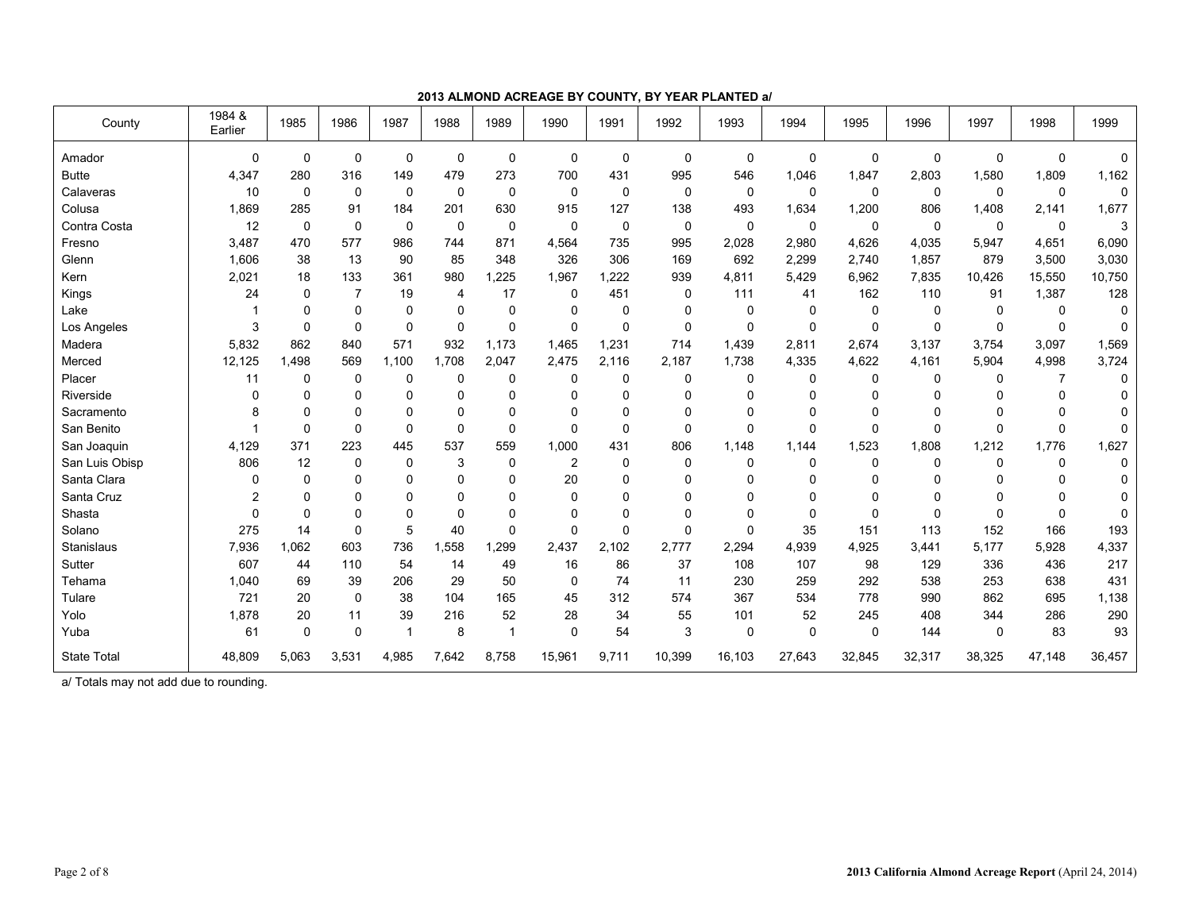**2013 ALMOND ACREAGE BY COUNTY, BY YEAR PLANTED a/**

| County | 1984 & Earlier | 1985 | 1986 | 1987 | 1988 | 1989 | 1990 | 1991 | 1992 | 1993 | 1994 | 1995 | 1996 | 1997 | 1998 | 1999 |
|---|---|---|---|---|---|---|---|---|---|---|---|---|---|---|---|---|
| Amador | 0 | 0 | 0 | 0 | 0 | 0 | 0 | 0 | 0 | 0 | 0 | 0 | 0 | 0 | 0 | 0 |
| Butte | 4,347 | 280 | 316 | 149 | 479 | 273 | 700 | 431 | 995 | 546 | 1,046 | 1,847 | 2,803 | 1,580 | 1,809 | 1,162 |
| Calaveras | 10 | 0 | 0 | 0 | 0 | 0 | 0 | 0 | 0 | 0 | 0 | 0 | 0 | 0 | 0 | 0 |
| Colusa | 1,869 | 285 | 91 | 184 | 201 | 630 | 915 | 127 | 138 | 493 | 1,634 | 1,200 | 806 | 1,408 | 2,141 | 1,677 |
| Contra Costa | 12 | 0 | 0 | 0 | 0 | 0 | 0 | 0 | 0 | 0 | 0 | 0 | 0 | 0 | 0 | 3 |
| Fresno | 3,487 | 470 | 577 | 986 | 744 | 871 | 4,564 | 735 | 995 | 2,028 | 2,980 | 4,626 | 4,035 | 5,947 | 4,651 | 6,090 |
| Glenn | 1,606 | 38 | 13 | 90 | 85 | 348 | 326 | 306 | 169 | 692 | 2,299 | 2,740 | 1,857 | 879 | 3,500 | 3,030 |
| Kern | 2,021 | 18 | 133 | 361 | 980 | 1,225 | 1,967 | 1,222 | 939 | 4,811 | 5,429 | 6,962 | 7,835 | 10,426 | 15,550 | 10,750 |
| Kings | 24 | 0 | 7 | 19 | 4 | 17 | 0 | 451 | 0 | 111 | 41 | 162 | 110 | 91 | 1,387 | 128 |
| Lake | 1 | 0 | 0 | 0 | 0 | 0 | 0 | 0 | 0 | 0 | 0 | 0 | 0 | 0 | 0 | 0 |
| Los Angeles | 3 | 0 | 0 | 0 | 0 | 0 | 0 | 0 | 0 | 0 | 0 | 0 | 0 | 0 | 0 | 0 |
| Madera | 5,832 | 862 | 840 | 571 | 932 | 1,173 | 1,465 | 1,231 | 714 | 1,439 | 2,811 | 2,674 | 3,137 | 3,754 | 3,097 | 1,569 |
| Merced | 12,125 | 1,498 | 569 | 1,100 | 1,708 | 2,047 | 2,475 | 2,116 | 2,187 | 1,738 | 4,335 | 4,622 | 4,161 | 5,904 | 4,998 | 3,724 |
| Placer | 11 | 0 | 0 | 0 | 0 | 0 | 0 | 0 | 0 | 0 | 0 | 0 | 0 | 0 | 7 | 0 |
| Riverside | 0 | 0 | 0 | 0 | 0 | 0 | 0 | 0 | 0 | 0 | 0 | 0 | 0 | 0 | 0 | 0 |
| Sacramento | 8 | 0 | 0 | 0 | 0 | 0 | 0 | 0 | 0 | 0 | 0 | 0 | 0 | 0 | 0 | 0 |
| San Benito | 1 | 0 | 0 | 0 | 0 | 0 | 0 | 0 | 0 | 0 | 0 | 0 | 0 | 0 | 0 | 0 |
| San Joaquin | 4,129 | 371 | 223 | 445 | 537 | 559 | 1,000 | 431 | 806 | 1,148 | 1,144 | 1,523 | 1,808 | 1,212 | 1,776 | 1,627 |
| San Luis Obisp | 806 | 12 | 0 | 0 | 3 | 0 | 2 | 0 | 0 | 0 | 0 | 0 | 0 | 0 | 0 | 0 |
| Santa Clara | 0 | 0 | 0 | 0 | 0 | 0 | 20 | 0 | 0 | 0 | 0 | 0 | 0 | 0 | 0 | 0 |
| Santa Cruz | 2 | 0 | 0 | 0 | 0 | 0 | 0 | 0 | 0 | 0 | 0 | 0 | 0 | 0 | 0 | 0 |
| Shasta | 0 | 0 | 0 | 0 | 0 | 0 | 0 | 0 | 0 | 0 | 0 | 0 | 0 | 0 | 0 | 0 |
| Solano | 275 | 14 | 0 | 5 | 40 | 0 | 0 | 0 | 0 | 0 | 35 | 151 | 113 | 152 | 166 | 193 |
| Stanislaus | 7,936 | 1,062 | 603 | 736 | 1,558 | 1,299 | 2,437 | 2,102 | 2,777 | 2,294 | 4,939 | 4,925 | 3,441 | 5,177 | 5,928 | 4,337 |
| Sutter | 607 | 44 | 110 | 54 | 14 | 49 | 16 | 86 | 37 | 108 | 107 | 98 | 129 | 336 | 436 | 217 |
| Tehama | 1,040 | 69 | 39 | 206 | 29 | 50 | 0 | 74 | 11 | 230 | 259 | 292 | 538 | 253 | 638 | 431 |
| Tulare | 721 | 20 | 0 | 38 | 104 | 165 | 45 | 312 | 574 | 367 | 534 | 778 | 990 | 862 | 695 | 1,138 |
| Yolo | 1,878 | 20 | 11 | 39 | 216 | 52 | 28 | 34 | 55 | 101 | 52 | 245 | 408 | 344 | 286 | 290 |
| Yuba | 61 | 0 | 0 | 1 | 8 | 1 | 0 | 54 | 3 | 0 | 0 | 0 | 144 | 0 | 83 | 93 |
| State Total | 48,809 | 5,063 | 3,531 | 4,985 | 7,642 | 8,758 | 15,961 | 9,711 | 10,399 | 16,103 | 27,643 | 32,845 | 32,317 | 38,325 | 47,148 | 36,457 |

a/ Totals may not add due to rounding.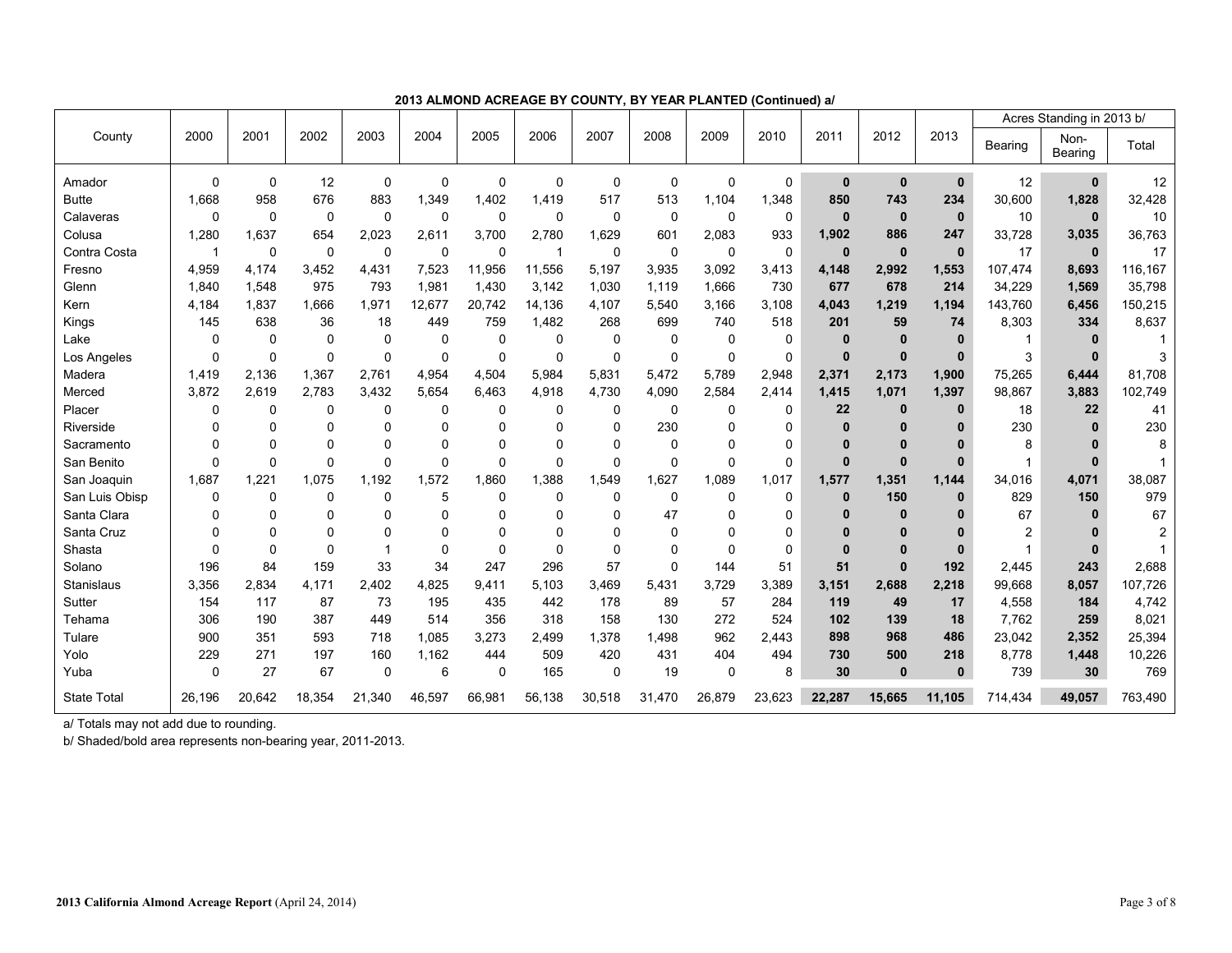**2013 ALMOND ACREAGE BY COUNTY, BY YEAR PLANTED (Continued) a/**

| County | 2000 | 2001 | 2002 | 2003 | 2004 | 2005 | 2006 | 2007 | 2008 | 2009 | 2010 | 2011 | 2012 | 2013 | Acres Standing in 2013 b/ | | |
|---|---|---|---|---|---|---|---|---|---|---|---|---|---|---|---|---|---|
| | | | | | | | | | | | | | | | Bearing | Non-Bearing | Total |
| Amador | 0 | 0 | 12 | 0 | 0 | 0 | 0 | 0 | 0 | 0 | 0 | **0** | **0** | **0** | 12 | **0** | 12 |
| Butte | 1,668 | 958 | 676 | 883 | 1,349 | 1,402 | 1,419 | 517 | 513 | 1,104 | 1,348 | **850** | **743** | **234** | 30,600 | **1,828** | 32,428 |
| Calaveras | 0 | 0 | 0 | 0 | 0 | 0 | 0 | 0 | 0 | 0 | 0 | **0** | **0** | **0** | 10 | **0** | 10 |
| Colusa | 1,280 | 1,637 | 654 | 2,023 | 2,611 | 3,700 | 2,780 | 1,629 | 601 | 2,083 | 933 | **1,902** | **886** | **247** | 33,728 | **3,035** | 36,763 |
| Contra Costa | 1 | 0 | 0 | 0 | 0 | 0 | 1 | 0 | 0 | 0 | 0 | **0** | **0** | **0** | 17 | **0** | 17 |
| Fresno | 4,959 | 4,174 | 3,452 | 4,431 | 7,523 | 11,956 | 11,556 | 5,197 | 3,935 | 3,092 | 3,413 | **4,148** | **2,992** | **1,553** | 107,474 | **8,693** | 116,167 |
| Glenn | 1,840 | 1,548 | 975 | 793 | 1,981 | 1,430 | 3,142 | 1,030 | 1,119 | 1,666 | 730 | **677** | **678** | **214** | 34,229 | **1,569** | 35,798 |
| Kern | 4,184 | 1,837 | 1,666 | 1,971 | 12,677 | 20,742 | 14,136 | 4,107 | 5,540 | 3,166 | 3,108 | **4,043** | **1,219** | **1,194** | 143,760 | **6,456** | 150,215 |
| Kings | 145 | 638 | 36 | 18 | 449 | 759 | 1,482 | 268 | 699 | 740 | 518 | **201** | **59** | **74** | 8,303 | **334** | 8,637 |
| Lake | 0 | 0 | 0 | 0 | 0 | 0 | 0 | 0 | 0 | 0 | 0 | **0** | **0** | **0** | 1 | **0** | 1 |
| Los Angeles | 0 | 0 | 0 | 0 | 0 | 0 | 0 | 0 | 0 | 0 | 0 | **0** | **0** | **0** | 3 | **0** | 3 |
| Madera | 1,419 | 2,136 | 1,367 | 2,761 | 4,954 | 4,504 | 5,984 | 5,831 | 5,472 | 5,789 | 2,948 | **2,371** | **2,173** | **1,900** | 75,265 | **6,444** | 81,708 |
| Merced | 3,872 | 2,619 | 2,783 | 3,432 | 5,654 | 6,463 | 4,918 | 4,730 | 4,090 | 2,584 | 2,414 | **1,415** | **1,071** | **1,397** | 98,867 | **3,883** | 102,749 |
| Placer | 0 | 0 | 0 | 0 | 0 | 0 | 0 | 0 | 0 | 0 | 0 | **22** | **0** | **0** | 18 | **22** | 41 |
| Riverside | 0 | 0 | 0 | 0 | 0 | 0 | 0 | 0 | 230 | 0 | 0 | **0** | **0** | **0** | 230 | **0** | 230 |
| Sacramento | 0 | 0 | 0 | 0 | 0 | 0 | 0 | 0 | 0 | 0 | 0 | **0** | **0** | **0** | 8 | **0** | 8 |
| San Benito | 0 | 0 | 0 | 0 | 0 | 0 | 0 | 0 | 0 | 0 | 0 | **0** | **0** | **0** | 1 | **0** | 1 |
| San Joaquin | 1,687 | 1,221 | 1,075 | 1,192 | 1,572 | 1,860 | 1,388 | 1,549 | 1,627 | 1,089 | 1,017 | **1,577** | **1,351** | **1,144** | 34,016 | **4,071** | 38,087 |
| San Luis Obisp | 0 | 0 | 0 | 0 | 5 | 0 | 0 | 0 | 0 | 0 | 0 | **0** | **150** | **0** | 829 | **150** | 979 |
| Santa Clara | 0 | 0 | 0 | 0 | 0 | 0 | 0 | 0 | 47 | 0 | 0 | **0** | **0** | **0** | 67 | **0** | 67 |
| Santa Cruz | 0 | 0 | 0 | 0 | 0 | 0 | 0 | 0 | 0 | 0 | 0 | **0** | **0** | **0** | 2 | **0** | 2 |
| Shasta | 0 | 0 | 0 | 1 | 0 | 0 | 0 | 0 | 0 | 0 | 0 | **0** | **0** | **0** | 1 | **0** | 1 |
| Solano | 196 | 84 | 159 | 33 | 34 | 247 | 296 | 57 | 0 | 144 | 51 | **51** | **0** | **192** | 2,445 | **243** | 2,688 |
| Stanislaus | 3,356 | 2,834 | 4,171 | 2,402 | 4,825 | 9,411 | 5,103 | 3,469 | 5,431 | 3,729 | 3,389 | **3,151** | **2,688** | **2,218** | 99,668 | **8,057** | 107,726 |
| Sutter | 154 | 117 | 87 | 73 | 195 | 435 | 442 | 178 | 89 | 57 | 284 | **119** | **49** | **17** | 4,558 | **184** | 4,742 |
| Tehama | 306 | 190 | 387 | 449 | 514 | 356 | 318 | 158 | 130 | 272 | 524 | **102** | **139** | **18** | 7,762 | **259** | 8,021 |
| Tulare | 900 | 351 | 593 | 718 | 1,085 | 3,273 | 2,499 | 1,378 | 1,498 | 962 | 2,443 | **898** | **968** | **486** | 23,042 | **2,352** | 25,394 |
| Yolo | 229 | 271 | 197 | 160 | 1,162 | 444 | 509 | 420 | 431 | 404 | 494 | **730** | **500** | **218** | 8,778 | **1,448** | 10,226 |
| Yuba | 0 | 27 | 67 | 0 | 6 | 0 | 165 | 0 | 19 | 0 | 8 | **30** | **0** | **0** | 739 | **30** | 769 |
| State Total | 26,196 | 20,642 | 18,354 | 21,340 | 46,597 | 66,981 | 56,138 | 30,518 | 31,470 | 26,879 | 23,623 | **22,287** | **15,665** | **11,105** | 714,434 | **49,057** | 763,490 |

a/ Totals may not add due to rounding.

b/ Shaded/bold area represents non-bearing year, 2011-2013.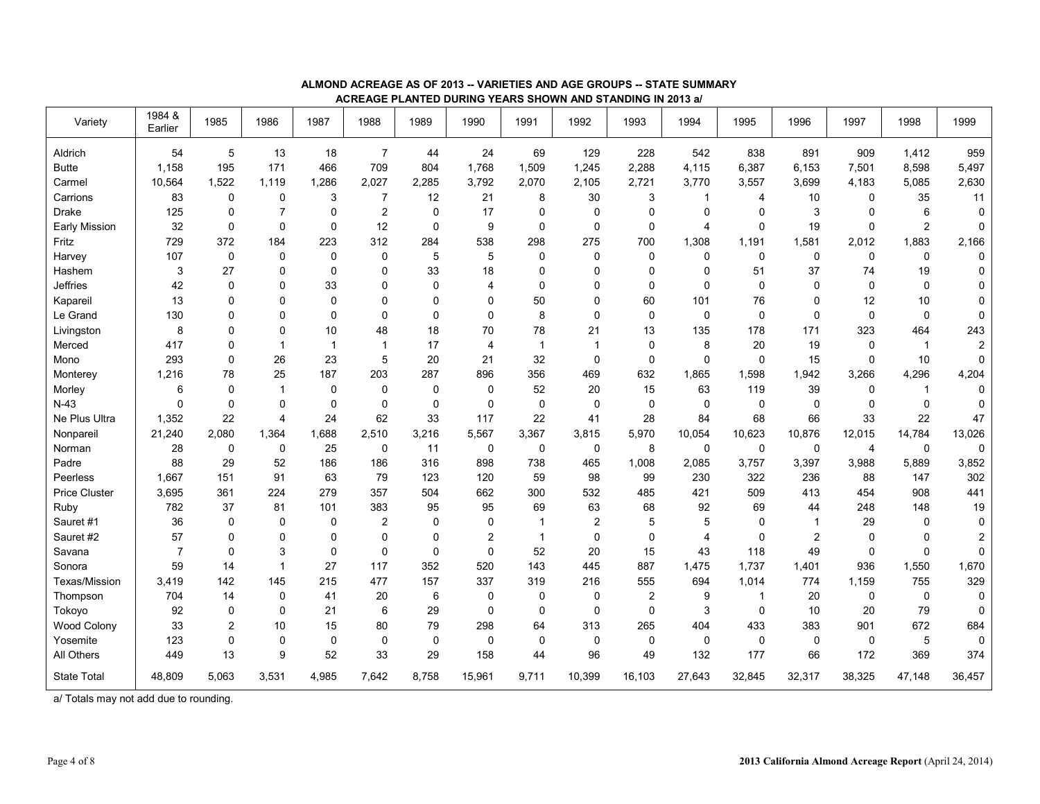**ALMOND ACREAGE AS OF 2013 -- VARIETIES AND AGE GROUPS -- STATE SUMMARY**
**ACREAGE PLANTED DURING YEARS SHOWN AND STANDING IN 2013 a/**

| Variety | 1984 & Earlier | 1985 | 1986 | 1987 | 1988 | 1989 | 1990 | 1991 | 1992 | 1993 | 1994 | 1995 | 1996 | 1997 | 1998 | 1999 |
|---|---|---|---|---|---|---|---|---|---|---|---|---|---|---|---|---|
| Aldrich | 54 | 5 | 13 | 18 | 7 | 44 | 24 | 69 | 129 | 228 | 542 | 838 | 891 | 909 | 1,412 | 959 |
| Butte | 1,158 | 195 | 171 | 466 | 709 | 804 | 1,768 | 1,509 | 1,245 | 2,288 | 4,115 | 6,387 | 6,153 | 7,501 | 8,598 | 5,497 |
| Carmel | 10,564 | 1,522 | 1,119 | 1,286 | 2,027 | 2,285 | 3,792 | 2,070 | 2,105 | 2,721 | 3,770 | 3,557 | 3,699 | 4,183 | 5,085 | 2,630 |
| Carrions | 83 | 0 | 0 | 3 | 7 | 12 | 21 | 8 | 30 | 3 | 1 | 4 | 10 | 0 | 35 | 11 |
| Drake | 125 | 0 | 7 | 0 | 2 | 0 | 17 | 0 | 0 | 0 | 0 | 0 | 3 | 0 | 6 | 0 |
| Early Mission | 32 | 0 | 0 | 0 | 12 | 0 | 9 | 0 | 0 | 0 | 4 | 0 | 19 | 0 | 2 | 0 |
| Fritz | 729 | 372 | 184 | 223 | 312 | 284 | 538 | 298 | 275 | 700 | 1,308 | 1,191 | 1,581 | 2,012 | 1,883 | 2,166 |
| Harvey | 107 | 0 | 0 | 0 | 0 | 5 | 5 | 0 | 0 | 0 | 0 | 0 | 0 | 0 | 0 | 0 |
| Hashem | 3 | 27 | 0 | 0 | 0 | 33 | 18 | 0 | 0 | 0 | 0 | 51 | 37 | 74 | 19 | 0 |
| Jeffries | 42 | 0 | 0 | 33 | 0 | 0 | 4 | 0 | 0 | 0 | 0 | 0 | 0 | 0 | 0 | 0 |
| Kapareil | 13 | 0 | 0 | 0 | 0 | 0 | 0 | 50 | 0 | 60 | 101 | 76 | 0 | 12 | 10 | 0 |
| Le Grand | 130 | 0 | 0 | 0 | 0 | 0 | 0 | 8 | 0 | 0 | 0 | 0 | 0 | 0 | 0 | 0 |
| Livingston | 8 | 0 | 0 | 10 | 48 | 18 | 70 | 78 | 21 | 13 | 135 | 178 | 171 | 323 | 464 | 243 |
| Merced | 417 | 0 | 1 | 1 | 1 | 17 | 4 | 1 | 1 | 0 | 8 | 20 | 19 | 0 | 1 | 2 |
| Mono | 293 | 0 | 26 | 23 | 5 | 20 | 21 | 32 | 0 | 0 | 0 | 0 | 15 | 0 | 10 | 0 |
| Monterey | 1,216 | 78 | 25 | 187 | 203 | 287 | 896 | 356 | 469 | 632 | 1,865 | 1,598 | 1,942 | 3,266 | 4,296 | 4,204 |
| Morley | 6 | 0 | 1 | 0 | 0 | 0 | 0 | 52 | 20 | 15 | 63 | 119 | 39 | 0 | 1 | 0 |
| N-43 | 0 | 0 | 0 | 0 | 0 | 0 | 0 | 0 | 0 | 0 | 0 | 0 | 0 | 0 | 0 | 0 |
| Ne Plus Ultra | 1,352 | 22 | 4 | 24 | 62 | 33 | 117 | 22 | 41 | 28 | 84 | 68 | 66 | 33 | 22 | 47 |
| Nonpareil | 21,240 | 2,080 | 1,364 | 1,688 | 2,510 | 3,216 | 5,567 | 3,367 | 3,815 | 5,970 | 10,054 | 10,623 | 10,876 | 12,015 | 14,784 | 13,026 |
| Norman | 28 | 0 | 0 | 25 | 0 | 11 | 0 | 0 | 0 | 8 | 0 | 0 | 0 | 4 | 0 | 0 |
| Padre | 88 | 29 | 52 | 186 | 186 | 316 | 898 | 738 | 465 | 1,008 | 2,085 | 3,757 | 3,397 | 3,988 | 5,889 | 3,852 |
| Peerless | 1,667 | 151 | 91 | 63 | 79 | 123 | 120 | 59 | 98 | 99 | 230 | 322 | 236 | 88 | 147 | 302 |
| Price Cluster | 3,695 | 361 | 224 | 279 | 357 | 504 | 662 | 300 | 532 | 485 | 421 | 509 | 413 | 454 | 908 | 441 |
| Ruby | 782 | 37 | 81 | 101 | 383 | 95 | 95 | 69 | 63 | 68 | 92 | 69 | 44 | 248 | 148 | 19 |
| Sauret #1 | 36 | 0 | 0 | 0 | 2 | 0 | 0 | 1 | 2 | 5 | 5 | 0 | 1 | 29 | 0 | 0 |
| Sauret #2 | 57 | 0 | 0 | 0 | 0 | 0 | 2 | 1 | 0 | 0 | 4 | 0 | 2 | 0 | 0 | 2 |
| Savana | 7 | 0 | 3 | 0 | 0 | 0 | 0 | 52 | 20 | 15 | 43 | 118 | 49 | 0 | 0 | 0 |
| Sonora | 59 | 14 | 1 | 27 | 117 | 352 | 520 | 143 | 445 | 887 | 1,475 | 1,737 | 1,401 | 936 | 1,550 | 1,670 |
| Texas/Mission | 3,419 | 142 | 145 | 215 | 477 | 157 | 337 | 319 | 216 | 555 | 694 | 1,014 | 774 | 1,159 | 755 | 329 |
| Thompson | 704 | 14 | 0 | 41 | 20 | 6 | 0 | 0 | 0 | 2 | 9 | 1 | 20 | 0 | 0 | 0 |
| Tokoyo | 92 | 0 | 0 | 21 | 6 | 29 | 0 | 0 | 0 | 0 | 3 | 0 | 10 | 20 | 79 | 0 |
| Wood Colony | 33 | 2 | 10 | 15 | 80 | 79 | 298 | 64 | 313 | 265 | 404 | 433 | 383 | 901 | 672 | 684 |
| Yosemite | 123 | 0 | 0 | 0 | 0 | 0 | 0 | 0 | 0 | 0 | 0 | 0 | 0 | 0 | 5 | 0 |
| All Others | 449 | 13 | 9 | 52 | 33 | 29 | 158 | 44 | 96 | 49 | 132 | 177 | 66 | 172 | 369 | 374 |
| State Total | 48,809 | 5,063 | 3,531 | 4,985 | 7,642 | 8,758 | 15,961 | 9,711 | 10,399 | 16,103 | 27,643 | 32,845 | 32,317 | 38,325 | 47,148 | 36,457 |

a/ Totals may not add due to rounding.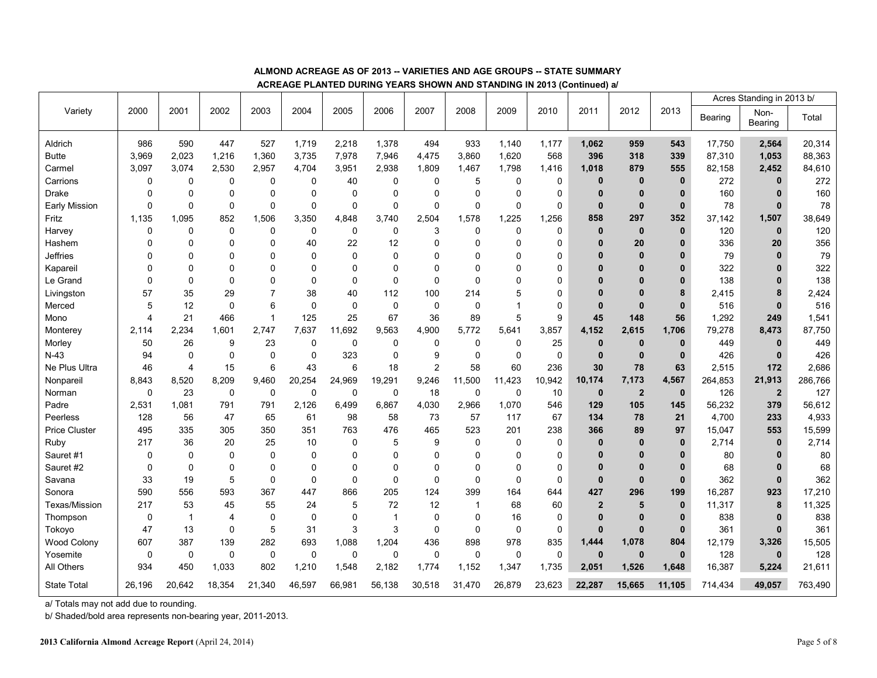**ALMOND ACREAGE AS OF 2013 -- VARIETIES AND AGE GROUPS -- STATE SUMMARY**

**ACREAGE PLANTED DURING YEARS SHOWN AND STANDING IN 2013 (Continued) a/**

| Variety | 2000 | 2001 | 2002 | 2003 | 2004 | 2005 | 2006 | 2007 | 2008 | 2009 | 2010 | 2011 | 2012 | 2013 | Acres Standing in 2013 b/ | | |
|---|---|---|---|---|---|---|---|---|---|---|---|---|---|---|---|---|---|
| | | | | | | | | | | | | | | | Bearing | Non-Bearing | Total |
| Aldrich | 986 | 590 | 447 | 527 | 1,719 | 2,218 | 1,378 | 494 | 933 | 1,140 | 1,177 | **1,062** | **959** | **543** | 17,750 | **2,564** | 20,314 |
| Butte | 3,969 | 2,023 | 1,216 | 1,360 | 3,735 | 7,978 | 7,946 | 4,475 | 3,860 | 1,620 | 568 | **396** | **318** | **339** | 87,310 | **1,053** | 88,363 |
| Carmel | 3,097 | 3,074 | 2,530 | 2,957 | 4,704 | 3,951 | 2,938 | 1,809 | 1,467 | 1,798 | 1,416 | **1,018** | **879** | **555** | 82,158 | **2,452** | 84,610 |
| Carrions | 0 | 0 | 0 | 0 | 0 | 40 | 0 | 0 | 5 | 0 | 0 | **0** | **0** | **0** | 272 | **0** | 272 |
| Drake | 0 | 0 | 0 | 0 | 0 | 0 | 0 | 0 | 0 | 0 | 0 | **0** | **0** | **0** | 160 | **0** | 160 |
| Early Mission | 0 | 0 | 0 | 0 | 0 | 0 | 0 | 0 | 0 | 0 | 0 | **0** | **0** | **0** | 78 | **0** | 78 |
| Fritz | 1,135 | 1,095 | 852 | 1,506 | 3,350 | 4,848 | 3,740 | 2,504 | 1,578 | 1,225 | 1,256 | **858** | **297** | **352** | 37,142 | **1,507** | 38,649 |
| Harvey | 0 | 0 | 0 | 0 | 0 | 0 | 0 | 3 | 0 | 0 | 0 | **0** | **0** | **0** | 120 | **0** | 120 |
| Hashem | 0 | 0 | 0 | 0 | 40 | 22 | 12 | 0 | 0 | 0 | 0 | **0** | **20** | **0** | 336 | **20** | 356 |
| Jeffries | 0 | 0 | 0 | 0 | 0 | 0 | 0 | 0 | 0 | 0 | 0 | **0** | **0** | **0** | 79 | **0** | 79 |
| Kapareil | 0 | 0 | 0 | 0 | 0 | 0 | 0 | 0 | 0 | 0 | 0 | **0** | **0** | **0** | 322 | **0** | 322 |
| Le Grand | 0 | 0 | 0 | 0 | 0 | 0 | 0 | 0 | 0 | 0 | 0 | **0** | **0** | **0** | 138 | **0** | 138 |
| Livingston | 57 | 35 | 29 | 7 | 38 | 40 | 112 | 100 | 214 | 5 | 0 | **0** | **0** | **8** | 2,415 | **8** | 2,424 |
| Merced | 5 | 12 | 0 | 6 | 0 | 0 | 0 | 0 | 0 | 1 | 0 | **0** | **0** | **0** | 516 | **0** | 516 |
| Mono | 4 | 21 | 466 | 1 | 125 | 25 | 67 | 36 | 89 | 5 | 9 | **45** | **148** | **56** | 1,292 | **249** | 1,541 |
| Monterey | 2,114 | 2,234 | 1,601 | 2,747 | 7,637 | 11,692 | 9,563 | 4,900 | 5,772 | 5,641 | 3,857 | **4,152** | **2,615** | **1,706** | 79,278 | **8,473** | 87,750 |
| Morley | 50 | 26 | 9 | 23 | 0 | 0 | 0 | 0 | 0 | 0 | 25 | **0** | **0** | **0** | 449 | **0** | 449 |
| N-43 | 94 | 0 | 0 | 0 | 0 | 323 | 0 | 9 | 0 | 0 | 0 | **0** | **0** | **0** | 426 | **0** | 426 |
| Ne Plus Ultra | 46 | 4 | 15 | 6 | 43 | 6 | 18 | 2 | 58 | 60 | 236 | **30** | **78** | **63** | 2,515 | **172** | 2,686 |
| Nonpareil | 8,843 | 8,520 | 8,209 | 9,460 | 20,254 | 24,969 | 19,291 | 9,246 | 11,500 | 11,423 | 10,942 | **10,174** | **7,173** | **4,567** | 264,853 | **21,913** | 286,766 |
| Norman | 0 | 23 | 0 | 0 | 0 | 0 | 0 | 18 | 0 | 0 | 10 | **0** | **2** | **0** | 126 | **2** | 127 |
| Padre | 2,531 | 1,081 | 791 | 791 | 2,126 | 6,499 | 6,867 | 4,030 | 2,966 | 1,070 | 546 | **129** | **105** | **145** | 56,232 | **379** | 56,612 |
| Peerless | 128 | 56 | 47 | 65 | 61 | 98 | 58 | 73 | 57 | 117 | 67 | **134** | **78** | **21** | 4,700 | **233** | 4,933 |
| Price Cluster | 495 | 335 | 305 | 350 | 351 | 763 | 476 | 465 | 523 | 201 | 238 | **366** | **89** | **97** | 15,047 | **553** | 15,599 |
| Ruby | 217 | 36 | 20 | 25 | 10 | 0 | 5 | 9 | 0 | 0 | 0 | **0** | **0** | **0** | 2,714 | **0** | 2,714 |
| Sauret #1 | 0 | 0 | 0 | 0 | 0 | 0 | 0 | 0 | 0 | 0 | 0 | **0** | **0** | **0** | 80 | **0** | 80 |
| Sauret #2 | 0 | 0 | 0 | 0 | 0 | 0 | 0 | 0 | 0 | 0 | 0 | **0** | **0** | **0** | 68 | **0** | 68 |
| Savana | 33 | 19 | 5 | 0 | 0 | 0 | 0 | 0 | 0 | 0 | 0 | **0** | **0** | **0** | 362 | **0** | 362 |
| Sonora | 590 | 556 | 593 | 367 | 447 | 866 | 205 | 124 | 399 | 164 | 644 | **427** | **296** | **199** | 16,287 | **923** | 17,210 |
| Texas/Mission | 217 | 53 | 45 | 55 | 24 | 5 | 72 | 12 | 1 | 68 | 60 | **2** | **5** | **0** | 11,317 | **8** | 11,325 |
| Thompson | 0 | 1 | 4 | 0 | 0 | 0 | 1 | 0 | 0 | 16 | 0 | **0** | **0** | **0** | 838 | **0** | 838 |
| Tokoyo | 47 | 13 | 0 | 5 | 31 | 3 | 3 | 0 | 0 | 0 | 0 | **0** | **0** | **0** | 361 | **0** | 361 |
| Wood Colony | 607 | 387 | 139 | 282 | 693 | 1,088 | 1,204 | 436 | 898 | 978 | 835 | **1,444** | **1,078** | **804** | 12,179 | **3,326** | 15,505 |
| Yosemite | 0 | 0 | 0 | 0 | 0 | 0 | 0 | 0 | 0 | 0 | 0 | **0** | **0** | **0** | 128 | **0** | 128 |
| All Others | 934 | 450 | 1,033 | 802 | 1,210 | 1,548 | 2,182 | 1,774 | 1,152 | 1,347 | 1,735 | **2,051** | **1,526** | **1,648** | 16,387 | **5,224** | 21,611 |
| State Total | 26,196 | 20,642 | 18,354 | 21,340 | 46,597 | 66,981 | 56,138 | 30,518 | 31,470 | 26,879 | 23,623 | **22,287** | **15,665** | **11,105** | 714,434 | **49,057** | 763,490 |

a/ Totals may not add due to rounding.

b/ Shaded/bold area represents non-bearing year, 2011-2013.

**2013 California Almond Acreage Report** (April 24, 2014)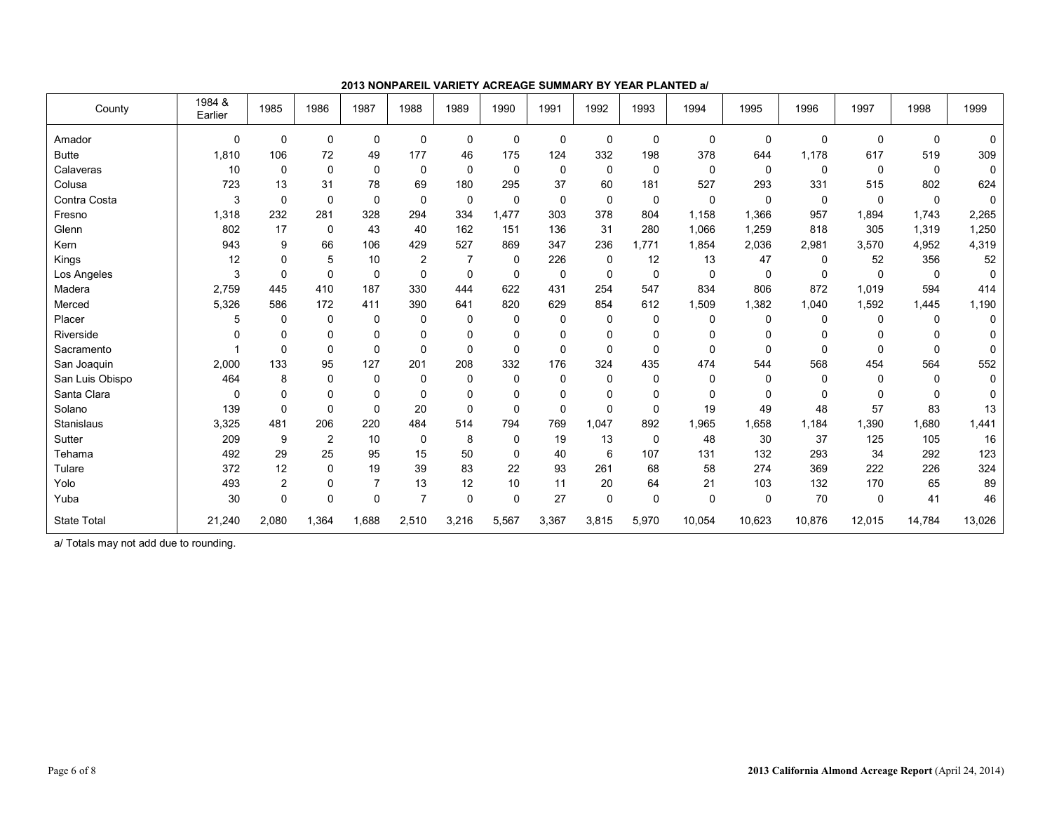**2013 NONPAREIL VARIETY ACREAGE SUMMARY BY YEAR PLANTED a/**

| County | 1984 & Earlier | 1985 | 1986 | 1987 | 1988 | 1989 | 1990 | 1991 | 1992 | 1993 | 1994 | 1995 | 1996 | 1997 | 1998 | 1999 |
|---|---|---|---|---|---|---|---|---|---|---|---|---|---|---|---|---|
| Amador | 0 | 0 | 0 | 0 | 0 | 0 | 0 | 0 | 0 | 0 | 0 | 0 | 0 | 0 | 0 | 0 |
| Butte | 1,810 | 106 | 72 | 49 | 177 | 46 | 175 | 124 | 332 | 198 | 378 | 644 | 1,178 | 617 | 519 | 309 |
| Calaveras | 10 | 0 | 0 | 0 | 0 | 0 | 0 | 0 | 0 | 0 | 0 | 0 | 0 | 0 | 0 | 0 |
| Colusa | 723 | 13 | 31 | 78 | 69 | 180 | 295 | 37 | 60 | 181 | 527 | 293 | 331 | 515 | 802 | 624 |
| Contra Costa | 3 | 0 | 0 | 0 | 0 | 0 | 0 | 0 | 0 | 0 | 0 | 0 | 0 | 0 | 0 | 0 |
| Fresno | 1,318 | 232 | 281 | 328 | 294 | 334 | 1,477 | 303 | 378 | 804 | 1,158 | 1,366 | 957 | 1,894 | 1,743 | 2,265 |
| Glenn | 802 | 17 | 0 | 43 | 40 | 162 | 151 | 136 | 31 | 280 | 1,066 | 1,259 | 818 | 305 | 1,319 | 1,250 |
| Kern | 943 | 9 | 66 | 106 | 429 | 527 | 869 | 347 | 236 | 1,771 | 1,854 | 2,036 | 2,981 | 3,570 | 4,952 | 4,319 |
| Kings | 12 | 0 | 5 | 10 | 2 | 7 | 0 | 226 | 0 | 12 | 13 | 47 | 0 | 52 | 356 | 52 |
| Los Angeles | 3 | 0 | 0 | 0 | 0 | 0 | 0 | 0 | 0 | 0 | 0 | 0 | 0 | 0 | 0 | 0 |
| Madera | 2,759 | 445 | 410 | 187 | 330 | 444 | 622 | 431 | 254 | 547 | 834 | 806 | 872 | 1,019 | 594 | 414 |
| Merced | 5,326 | 586 | 172 | 411 | 390 | 641 | 820 | 629 | 854 | 612 | 1,509 | 1,382 | 1,040 | 1,592 | 1,445 | 1,190 |
| Placer | 5 | 0 | 0 | 0 | 0 | 0 | 0 | 0 | 0 | 0 | 0 | 0 | 0 | 0 | 0 | 0 |
| Riverside | 0 | 0 | 0 | 0 | 0 | 0 | 0 | 0 | 0 | 0 | 0 | 0 | 0 | 0 | 0 | 0 |
| Sacramento | 1 | 0 | 0 | 0 | 0 | 0 | 0 | 0 | 0 | 0 | 0 | 0 | 0 | 0 | 0 | 0 |
| San Joaquin | 2,000 | 133 | 95 | 127 | 201 | 208 | 332 | 176 | 324 | 435 | 474 | 544 | 568 | 454 | 564 | 552 |
| San Luis Obispo | 464 | 8 | 0 | 0 | 0 | 0 | 0 | 0 | 0 | 0 | 0 | 0 | 0 | 0 | 0 | 0 |
| Santa Clara | 0 | 0 | 0 | 0 | 0 | 0 | 0 | 0 | 0 | 0 | 0 | 0 | 0 | 0 | 0 | 0 |
| Solano | 139 | 0 | 0 | 0 | 20 | 0 | 0 | 0 | 0 | 0 | 19 | 49 | 48 | 57 | 83 | 13 |
| Stanislaus | 3,325 | 481 | 206 | 220 | 484 | 514 | 794 | 769 | 1,047 | 892 | 1,965 | 1,658 | 1,184 | 1,390 | 1,680 | 1,441 |
| Sutter | 209 | 9 | 2 | 10 | 0 | 8 | 0 | 19 | 13 | 0 | 48 | 30 | 37 | 125 | 105 | 16 |
| Tehama | 492 | 29 | 25 | 95 | 15 | 50 | 0 | 40 | 6 | 107 | 131 | 132 | 293 | 34 | 292 | 123 |
| Tulare | 372 | 12 | 0 | 19 | 39 | 83 | 22 | 93 | 261 | 68 | 58 | 274 | 369 | 222 | 226 | 324 |
| Yolo | 493 | 2 | 0 | 7 | 13 | 12 | 10 | 11 | 20 | 64 | 21 | 103 | 132 | 170 | 65 | 89 |
| Yuba | 30 | 0 | 0 | 0 | 7 | 0 | 0 | 27 | 0 | 0 | 0 | 0 | 70 | 0 | 41 | 46 |
| State Total | 21,240 | 2,080 | 1,364 | 1,688 | 2,510 | 3,216 | 5,567 | 3,367 | 3,815 | 5,970 | 10,054 | 10,623 | 10,876 | 12,015 | 14,784 | 13,026 |

a/ Totals may not add due to rounding.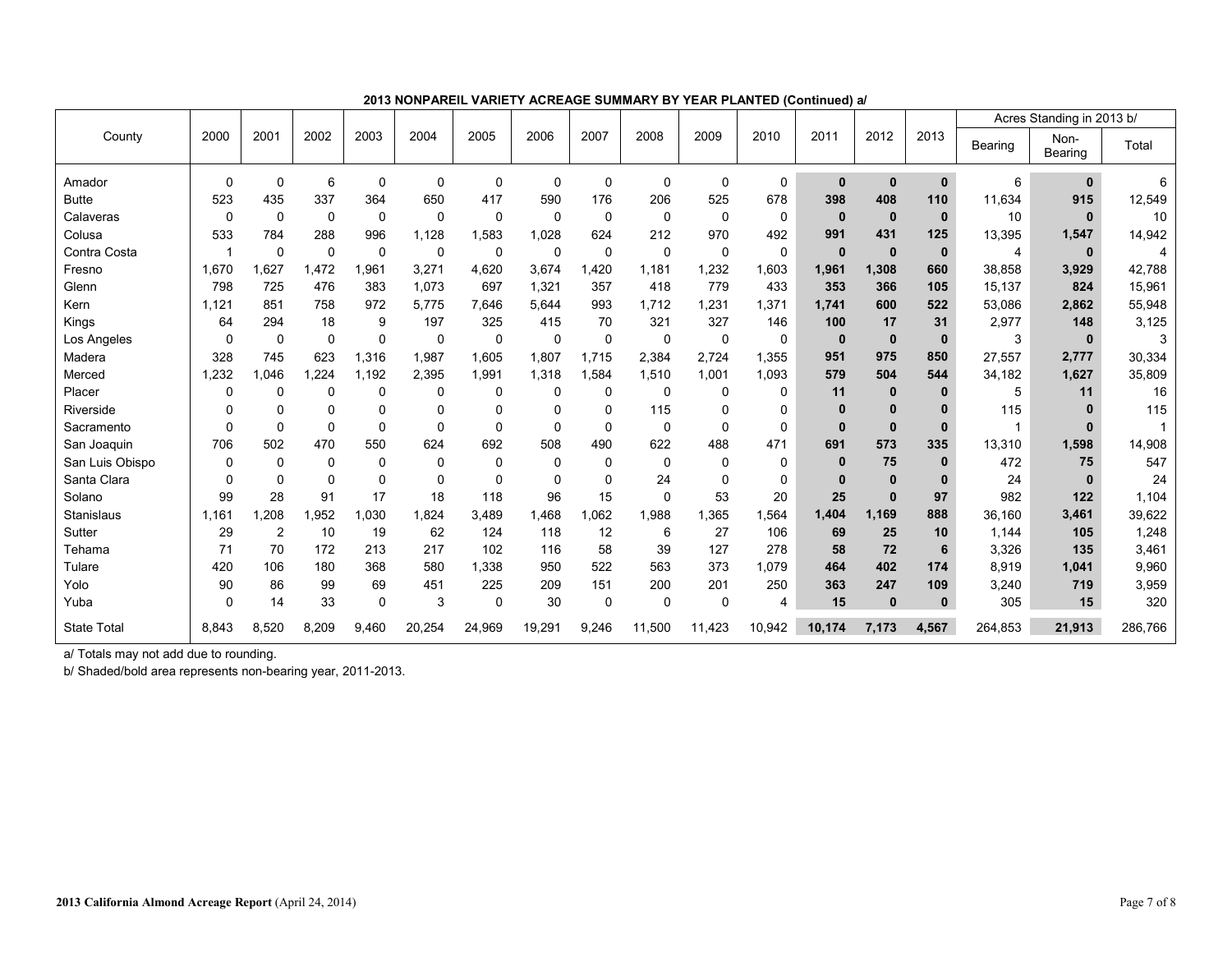**2013 NONPAREIL VARIETY ACREAGE SUMMARY BY YEAR PLANTED (Continued) a/**

| County | 2000 | 2001 | 2002 | 2003 | 2004 | 2005 | 2006 | 2007 | 2008 | 2009 | 2010 | 2011 | 2012 | 2013 | Acres Standing in 2013 b/ | | |
|---|---|---|---|---|---|---|---|---|---|---|---|---|---|---|---|---|---|
| | | | | | | | | | | | | | | | Bearing | Non-Bearing | Total |
| Amador | 0 | 0 | 6 | 0 | 0 | 0 | 0 | 0 | 0 | 0 | 0 | **0** | **0** | **0** | 6 | **0** | 6 |
| Butte | 523 | 435 | 337 | 364 | 650 | 417 | 590 | 176 | 206 | 525 | 678 | **398** | **408** | **110** | 11,634 | **915** | 12,549 |
| Calaveras | 0 | 0 | 0 | 0 | 0 | 0 | 0 | 0 | 0 | 0 | 0 | **0** | **0** | **0** | 10 | **0** | 10 |
| Colusa | 533 | 784 | 288 | 996 | 1,128 | 1,583 | 1,028 | 624 | 212 | 970 | 492 | **991** | **431** | **125** | 13,395 | **1,547** | 14,942 |
| Contra Costa | 1 | 0 | 0 | 0 | 0 | 0 | 0 | 0 | 0 | 0 | 0 | **0** | **0** | **0** | 4 | **0** | 4 |
| Fresno | 1,670 | 1,627 | 1,472 | 1,961 | 3,271 | 4,620 | 3,674 | 1,420 | 1,181 | 1,232 | 1,603 | **1,961** | **1,308** | **660** | 38,858 | **3,929** | 42,788 |
| Glenn | 798 | 725 | 476 | 383 | 1,073 | 697 | 1,321 | 357 | 418 | 779 | 433 | **353** | **366** | **105** | 15,137 | **824** | 15,961 |
| Kern | 1,121 | 851 | 758 | 972 | 5,775 | 7,646 | 5,644 | 993 | 1,712 | 1,231 | 1,371 | **1,741** | **600** | **522** | 53,086 | **2,862** | 55,948 |
| Kings | 64 | 294 | 18 | 9 | 197 | 325 | 415 | 70 | 321 | 327 | 146 | **100** | **17** | **31** | 2,977 | **148** | 3,125 |
| Los Angeles | 0 | 0 | 0 | 0 | 0 | 0 | 0 | 0 | 0 | 0 | 0 | **0** | **0** | **0** | 3 | **0** | 3 |
| Madera | 328 | 745 | 623 | 1,316 | 1,987 | 1,605 | 1,807 | 1,715 | 2,384 | 2,724 | 1,355 | **951** | **975** | **850** | 27,557 | **2,777** | 30,334 |
| Merced | 1,232 | 1,046 | 1,224 | 1,192 | 2,395 | 1,991 | 1,318 | 1,584 | 1,510 | 1,001 | 1,093 | **579** | **504** | **544** | 34,182 | **1,627** | 35,809 |
| Placer | 0 | 0 | 0 | 0 | 0 | 0 | 0 | 0 | 0 | 0 | 0 | **11** | **0** | **0** | 5 | **11** | 16 |
| Riverside | 0 | 0 | 0 | 0 | 0 | 0 | 0 | 0 | 115 | 0 | 0 | **0** | **0** | **0** | 115 | **0** | 115 |
| Sacramento | 0 | 0 | 0 | 0 | 0 | 0 | 0 | 0 | 0 | 0 | 0 | **0** | **0** | **0** | 1 | **0** | 1 |
| San Joaquin | 706 | 502 | 470 | 550 | 624 | 692 | 508 | 490 | 622 | 488 | 471 | **691** | **573** | **335** | 13,310 | **1,598** | 14,908 |
| San Luis Obispo | 0 | 0 | 0 | 0 | 0 | 0 | 0 | 0 | 0 | 0 | 0 | **0** | **75** | **0** | 472 | **75** | 547 |
| Santa Clara | 0 | 0 | 0 | 0 | 0 | 0 | 0 | 0 | 24 | 0 | 0 | **0** | **0** | **0** | 24 | **0** | 24 |
| Solano | 99 | 28 | 91 | 17 | 18 | 118 | 96 | 15 | 0 | 53 | 20 | **25** | **0** | **97** | 982 | **122** | 1,104 |
| Stanislaus | 1,161 | 1,208 | 1,952 | 1,030 | 1,824 | 3,489 | 1,468 | 1,062 | 1,988 | 1,365 | 1,564 | **1,404** | **1,169** | **888** | 36,160 | **3,461** | 39,622 |
| Sutter | 29 | 2 | 10 | 19 | 62 | 124 | 118 | 12 | 6 | 27 | 106 | **69** | **25** | **10** | 1,144 | **105** | 1,248 |
| Tehama | 71 | 70 | 172 | 213 | 217 | 102 | 116 | 58 | 39 | 127 | 278 | **58** | **72** | **6** | 3,326 | **135** | 3,461 |
| Tulare | 420 | 106 | 180 | 368 | 580 | 1,338 | 950 | 522 | 563 | 373 | 1,079 | **464** | **402** | **174** | 8,919 | **1,041** | 9,960 |
| Yolo | 90 | 86 | 99 | 69 | 451 | 225 | 209 | 151 | 200 | 201 | 250 | **363** | **247** | **109** | 3,240 | **719** | 3,959 |
| Yuba | 0 | 14 | 33 | 0 | 3 | 0 | 30 | 0 | 0 | 0 | 4 | **15** | **0** | **0** | 305 | **15** | 320 |
| State Total | 8,843 | 8,520 | 8,209 | 9,460 | 20,254 | 24,969 | 19,291 | 9,246 | 11,500 | 11,423 | 10,942 | **10,174** | **7,173** | **4,567** | 264,853 | **21,913** | 286,766 |

a/ Totals may not add due to rounding.

b/ Shaded/bold area represents non-bearing year, 2011-2013.

**2013 California Almond Acreage Report** (April 24, 2014)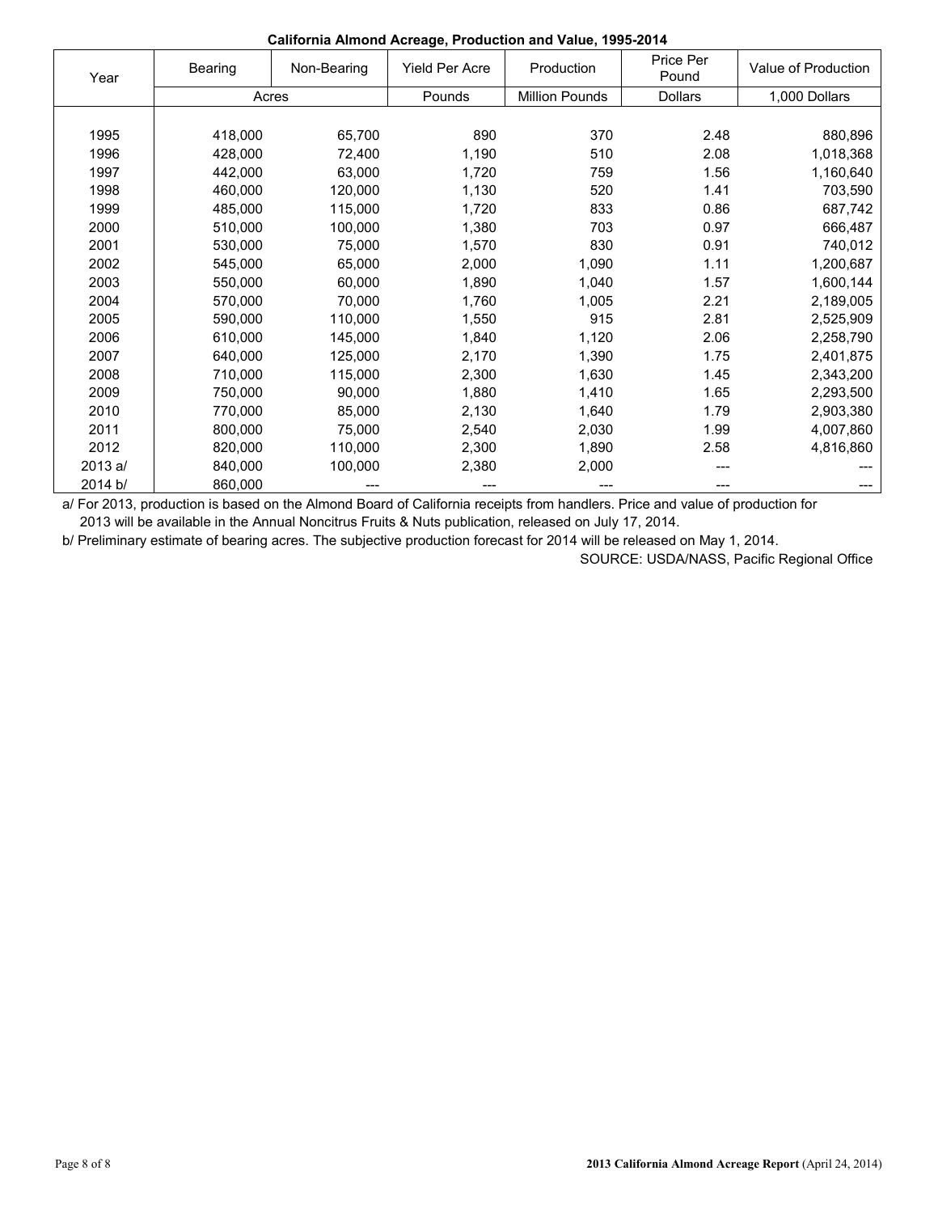**California Almond Acreage, Production and Value, 1995-2014**

| Year | Bearing | Non-Bearing | Yield Per Acre | Production | Price Per Pound | Value of Production |
|---|---|---|---|---|---|---|
| | Acres | | Pounds | Million Pounds | Dollars | 1,000 Dollars |
| 1995 | 418,000 | 65,700 | 890 | 370 | 2.48 | 880,896 |
| 1996 | 428,000 | 72,400 | 1,190 | 510 | 2.08 | 1,018,368 |
| 1997 | 442,000 | 63,000 | 1,720 | 759 | 1.56 | 1,160,640 |
| 1998 | 460,000 | 120,000 | 1,130 | 520 | 1.41 | 703,590 |
| 1999 | 485,000 | 115,000 | 1,720 | 833 | 0.86 | 687,742 |
| 2000 | 510,000 | 100,000 | 1,380 | 703 | 0.97 | 666,487 |
| 2001 | 530,000 | 75,000 | 1,570 | 830 | 0.91 | 740,012 |
| 2002 | 545,000 | 65,000 | 2,000 | 1,090 | 1.11 | 1,200,687 |
| 2003 | 550,000 | 60,000 | 1,890 | 1,040 | 1.57 | 1,600,144 |
| 2004 | 570,000 | 70,000 | 1,760 | 1,005 | 2.21 | 2,189,005 |
| 2005 | 590,000 | 110,000 | 1,550 | 915 | 2.81 | 2,525,909 |
| 2006 | 610,000 | 145,000 | 1,840 | 1,120 | 2.06 | 2,258,790 |
| 2007 | 640,000 | 125,000 | 2,170 | 1,390 | 1.75 | 2,401,875 |
| 2008 | 710,000 | 115,000 | 2,300 | 1,630 | 1.45 | 2,343,200 |
| 2009 | 750,000 | 90,000 | 1,880 | 1,410 | 1.65 | 2,293,500 |
| 2010 | 770,000 | 85,000 | 2,130 | 1,640 | 1.79 | 2,903,380 |
| 2011 | 800,000 | 75,000 | 2,540 | 2,030 | 1.99 | 4,007,860 |
| 2012 | 820,000 | 110,000 | 2,300 | 1,890 | 2.58 | 4,816,860 |
| 2013 a/ | 840,000 | 100,000 | 2,380 | 2,000 | --- | --- |
| 2014 b/ | 860,000 | --- | --- | --- | --- | --- |

a/ For 2013, production is based on the Almond Board of California receipts from handlers. Price and value of production for 2013 will be available in the Annual Noncitrus Fruits & Nuts publication, released on July 17, 2014.

b/ Preliminary estimate of bearing acres. The subjective production forecast for 2014 will be released on May 1, 2014.

SOURCE: USDA/NASS, Pacific Regional Office